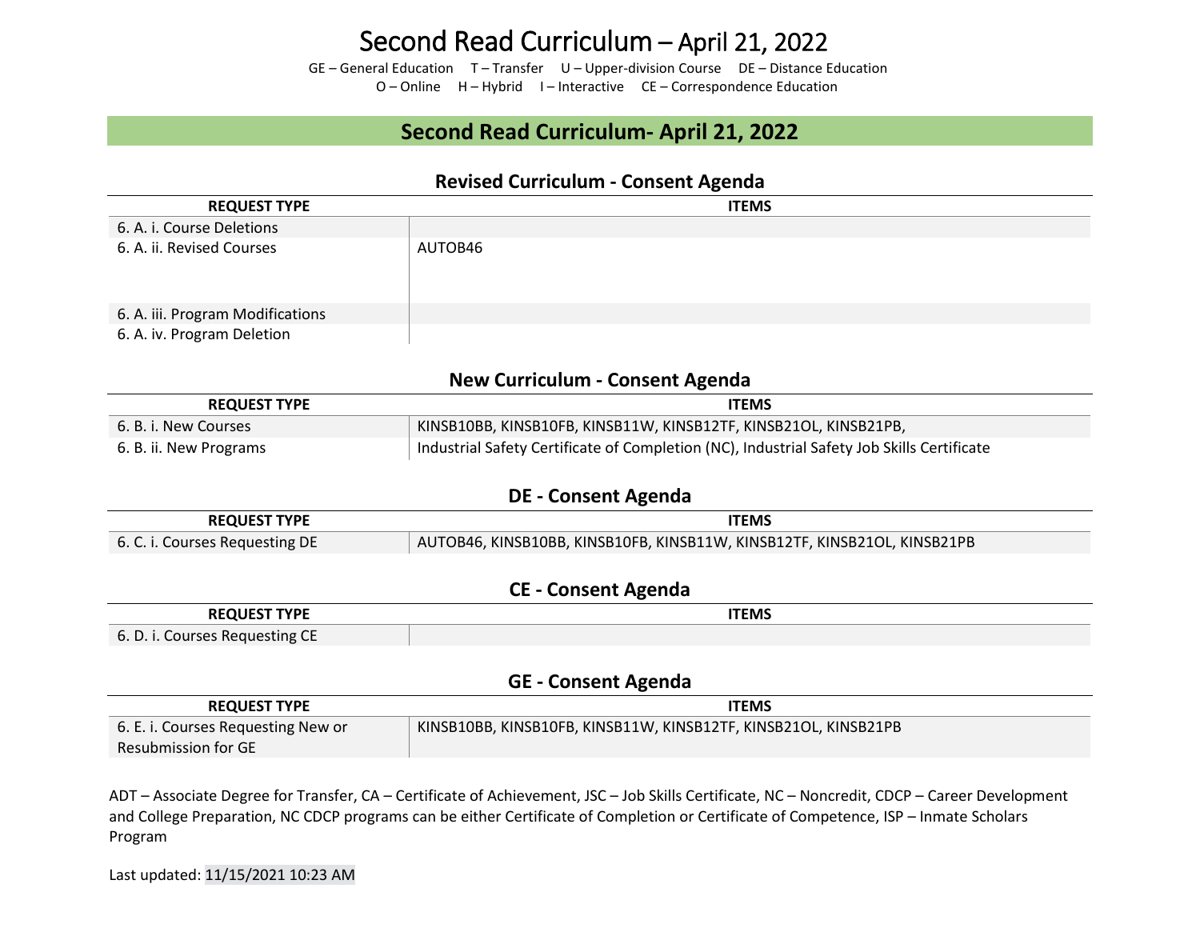# Second Read Curriculum – April 21, 2022

GE – General Education T – Transfer U – Upper-division Course DE – Distance Education
O – Online H – Hybrid I – Interactive CE – Correspondence Education

## Second Read Curriculum- April 21, 2022

### Revised Curriculum - Consent Agenda

| REQUEST TYPE | ITEMS |
|---|---|
| 6. A. i. Course Deletions | |
| 6. A. ii. Revised Courses | AUTOB46 |
| 6. A. iii. Program Modifications | |
| 6. A. iv. Program Deletion | |

### New Curriculum - Consent Agenda

| REQUEST TYPE | ITEMS |
|---|---|
| 6. B. i. New Courses | KINSB10BB, KINSB10FB, KINSB11W, KINSB12TF, KINSB21OL, KINSB21PB, |
| 6. B. ii. New Programs | Industrial Safety Certificate of Completion (NC), Industrial Safety Job Skills Certificate |

### DE - Consent Agenda

| REQUEST TYPE | ITEMS |
|---|---|
| 6. C. i. Courses Requesting DE | AUTOB46, KINSB10BB, KINSB10FB, KINSB11W, KINSB12TF, KINSB21OL, KINSB21PB |

### CE - Consent Agenda

| REQUEST TYPE | ITEMS |
|---|---|
| 6. D. i. Courses Requesting CE | |

### GE - Consent Agenda

| REQUEST TYPE | ITEMS |
|---|---|
| 6. E. i. Courses Requesting New or Resubmission for GE | KINSB10BB, KINSB10FB, KINSB11W, KINSB12TF, KINSB21OL, KINSB21PB |

ADT – Associate Degree for Transfer, CA – Certificate of Achievement, JSC – Job Skills Certificate, NC – Noncredit, CDCP – Career Development and College Preparation, NC CDCP programs can be either Certificate of Completion or Certificate of Competence, ISP – Inmate Scholars Program

Last updated: 11/15/2021 10:23 AM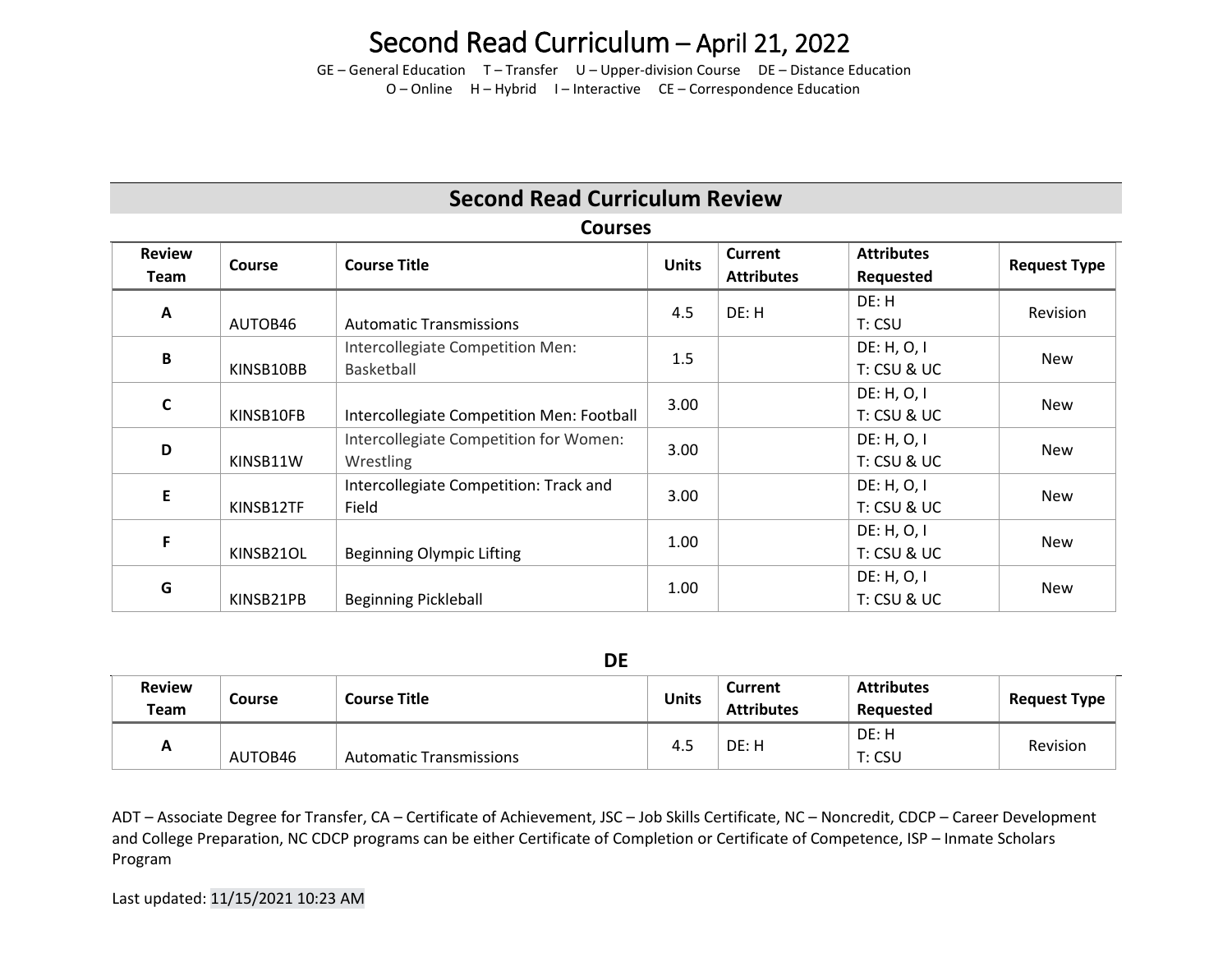# Second Read Curriculum – April 21, 2022

GE – General Education  T – Transfer  U – Upper-division Course  DE – Distance Education
O – Online  H – Hybrid  I – Interactive  CE – Correspondence Education

## Second Read Curriculum Review

### Courses

| Review Team | Course | Course Title | Units | Current Attributes | Attributes Requested | Request Type |
|---|---|---|---|---|---|---|
| A | AUTOB46 | Automatic Transmissions | 4.5 | DE: H | DE: H<br>T: CSU | Revision |
| B | KINSB10BB | Intercollegiate Competition Men: Basketball | 1.5 | | DE: H, O, I<br>T: CSU & UC | New |
| C | KINSB10FB | Intercollegiate Competition Men: Football | 3.00 | | DE: H, O, I<br>T: CSU & UC | New |
| D | KINSB11W | Intercollegiate Competition for Women: Wrestling | 3.00 | | DE: H, O, I<br>T: CSU & UC | New |
| E | KINSB12TF | Intercollegiate Competition: Track and Field | 3.00 | | DE: H, O, I<br>T: CSU & UC | New |
| F | KINSB21OL | Beginning Olympic Lifting | 1.00 | | DE: H, O, I<br>T: CSU & UC | New |
| G | KINSB21PB | Beginning Pickleball | 1.00 | | DE: H, O, I<br>T: CSU & UC | New |

### DE

| Review Team | Course | Course Title | Units | Current Attributes | Attributes Requested | Request Type |
|---|---|---|---|---|---|---|
| A | AUTOB46 | Automatic Transmissions | 4.5 | DE: H | DE: H<br>T: CSU | Revision |

ADT – Associate Degree for Transfer, CA – Certificate of Achievement, JSC – Job Skills Certificate, NC – Noncredit, CDCP – Career Development and College Preparation, NC CDCP programs can be either Certificate of Completion or Certificate of Competence, ISP – Inmate Scholars Program

Last updated: 11/15/2021 10:23 AM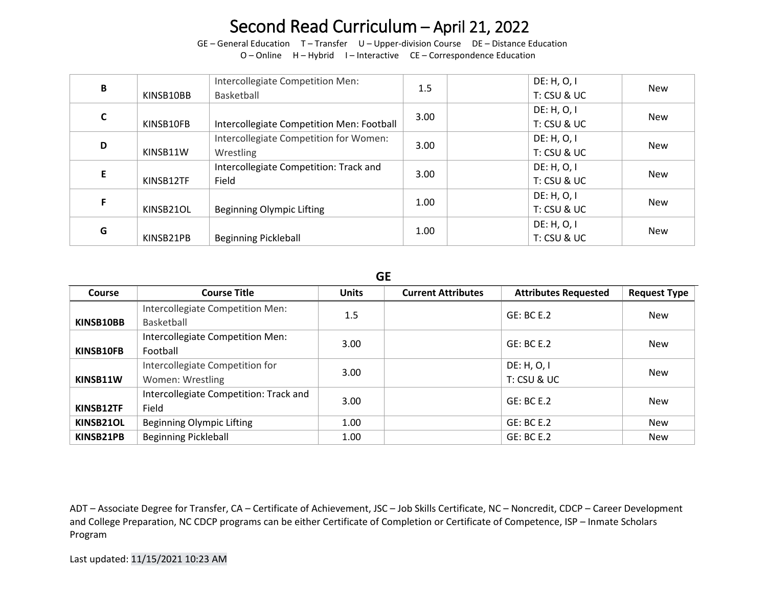# Second Read Curriculum – April 21, 2022

GE – General Education  T – Transfer  U – Upper-division Course  DE – Distance Education
O – Online  H – Hybrid  I – Interactive  CE – Correspondence Education

| | | | | | | |
|---|---|---|---|---|---|---|
| **B** | KINSB10BB | Intercollegiate Competition Men: Basketball | 1.5 | | DE: H, O, I<br>T: CSU & UC | New |
| **C** | KINSB10FB | Intercollegiate Competition Men: Football | 3.00 | | DE: H, O, I<br>T: CSU & UC | New |
| **D** | KINSB11W | Intercollegiate Competition for Women: Wrestling | 3.00 | | DE: H, O, I<br>T: CSU & UC | New |
| **E** | KINSB12TF | Intercollegiate Competition: Track and Field | 3.00 | | DE: H, O, I<br>T: CSU & UC | New |
| **F** | KINSB21OL | Beginning Olympic Lifting | 1.00 | | DE: H, O, I<br>T: CSU & UC | New |
| **G** | KINSB21PB | Beginning Pickleball | 1.00 | | DE: H, O, I<br>T: CSU & UC | New |

## GE

| Course | Course Title | Units | Current Attributes | Attributes Requested | Request Type |
|---|---|---|---|---|---|
| **KINSB10BB** | Intercollegiate Competition Men: Basketball | 1.5 | | GE: BC E.2 | New |
| **KINSB10FB** | Intercollegiate Competition Men: Football | 3.00 | | GE: BC E.2 | New |
| **KINSB11W** | Intercollegiate Competition for Women: Wrestling | 3.00 | | DE: H, O, I<br>T: CSU & UC | New |
| **KINSB12TF** | Intercollegiate Competition: Track and Field | 3.00 | | GE: BC E.2 | New |
| **KINSB21OL** | Beginning Olympic Lifting | 1.00 | | GE: BC E.2 | New |
| **KINSB21PB** | Beginning Pickleball | 1.00 | | GE: BC E.2 | New |

ADT – Associate Degree for Transfer, CA – Certificate of Achievement, JSC – Job Skills Certificate, NC – Noncredit, CDCP – Career Development and College Preparation, NC CDCP programs can be either Certificate of Completion or Certificate of Competence, ISP – Inmate Scholars Program

Last updated: 11/15/2021 10:23 AM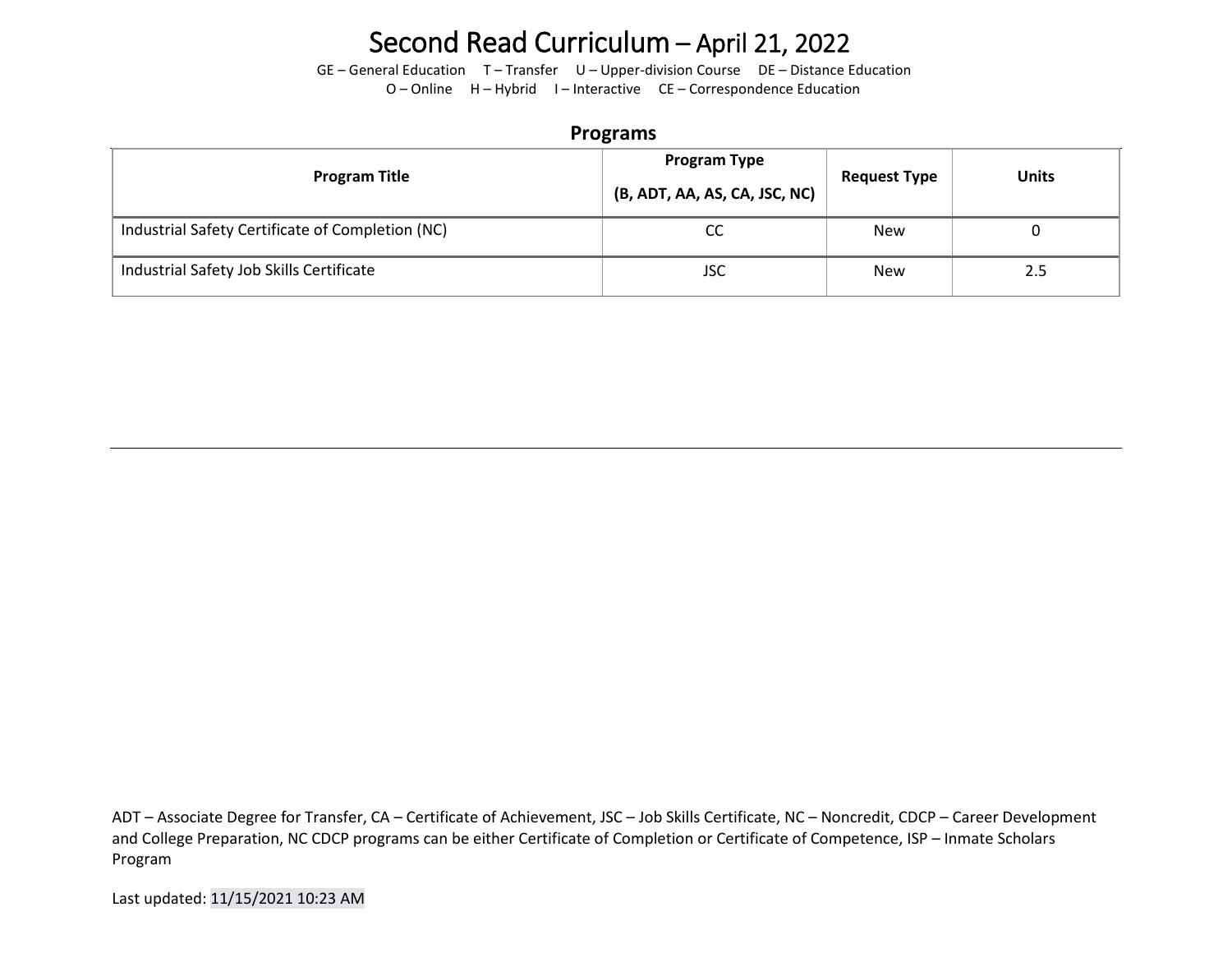# Second Read Curriculum – April 21, 2022

GE – General Education  T – Transfer  U – Upper-division Course  DE – Distance Education
O – Online  H – Hybrid  I – Interactive  CE – Correspondence Education

## Programs

| Program Title | Program Type (B, ADT, AA, AS, CA, JSC, NC) | Request Type | Units |
|---|---|---|---|
| Industrial Safety Certificate of Completion (NC) | CC | New | 0 |
| Industrial Safety Job Skills Certificate | JSC | New | 2.5 |

---

ADT – Associate Degree for Transfer, CA – Certificate of Achievement, JSC – Job Skills Certificate, NC – Noncredit, CDCP – Career Development and College Preparation, NC CDCP programs can be either Certificate of Completion or Certificate of Competence, ISP – Inmate Scholars Program

Last updated: 11/15/2021 10:23 AM